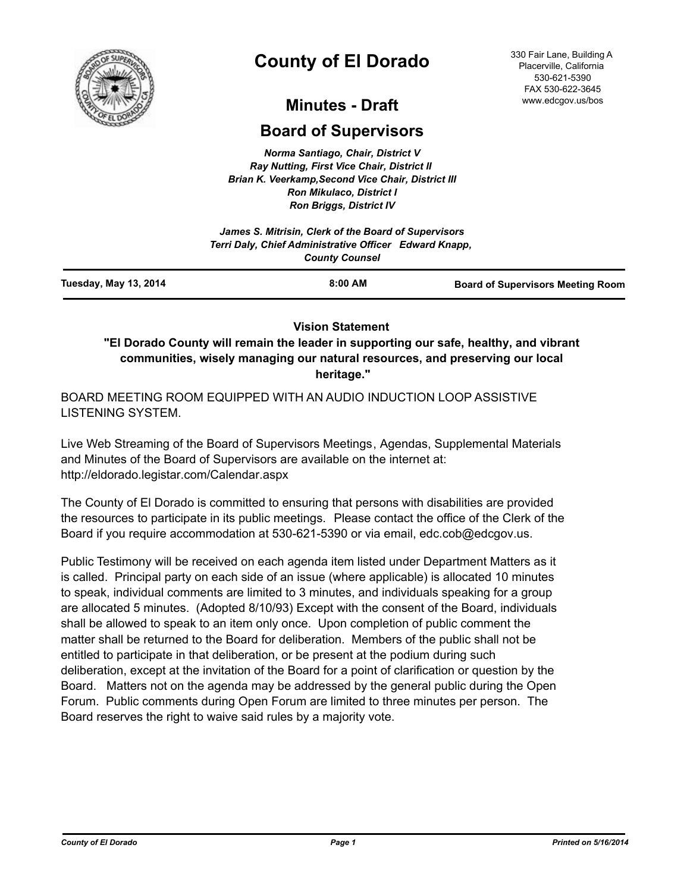# County of El Dorado

330 Fair Lane, Building A
Placerville, California
530-621-5390
FAX 530-622-3645
www.edcgov.us/bos

## Minutes - Draft

## Board of Supervisors

*Norma Santiago, Chair, District V*
*Ray Nutting, First Vice Chair, District II*
*Brian K. Veerkamp,Second Vice Chair, District III*
*Ron Mikulaco, District I*
*Ron Briggs, District IV*

*James S. Mitrisin, Clerk of the Board of Supervisors*
*Terri Daly, Chief Administrative Officer   Edward Knapp, County Counsel*

**Tuesday, May 13, 2014** | **8:00 AM** | **Board of Supervisors Meeting Room**

**Vision Statement**

**"El Dorado County will remain the leader in supporting our safe, healthy, and vibrant communities, wisely managing our natural resources, and preserving our local heritage."**

BOARD MEETING ROOM EQUIPPED WITH AN AUDIO INDUCTION LOOP ASSISTIVE LISTENING SYSTEM.

Live Web Streaming of the Board of Supervisors Meetings, Agendas, Supplemental Materials and Minutes of the Board of Supervisors are available on the internet at: http://eldorado.legistar.com/Calendar.aspx

The County of El Dorado is committed to ensuring that persons with disabilities are provided the resources to participate in its public meetings. Please contact the office of the Clerk of the Board if you require accommodation at 530-621-5390 or via email, edc.cob@edcgov.us.

Public Testimony will be received on each agenda item listed under Department Matters as it is called. Principal party on each side of an issue (where applicable) is allocated 10 minutes to speak, individual comments are limited to 3 minutes, and individuals speaking for a group are allocated 5 minutes. (Adopted 8/10/93) Except with the consent of the Board, individuals shall be allowed to speak to an item only once. Upon completion of public comment the matter shall be returned to the Board for deliberation. Members of the public shall not be entitled to participate in that deliberation, or be present at the podium during such deliberation, except at the invitation of the Board for a point of clarification or question by the Board. Matters not on the agenda may be addressed by the general public during the Open Forum. Public comments during Open Forum are limited to three minutes per person. The Board reserves the right to waive said rules by a majority vote.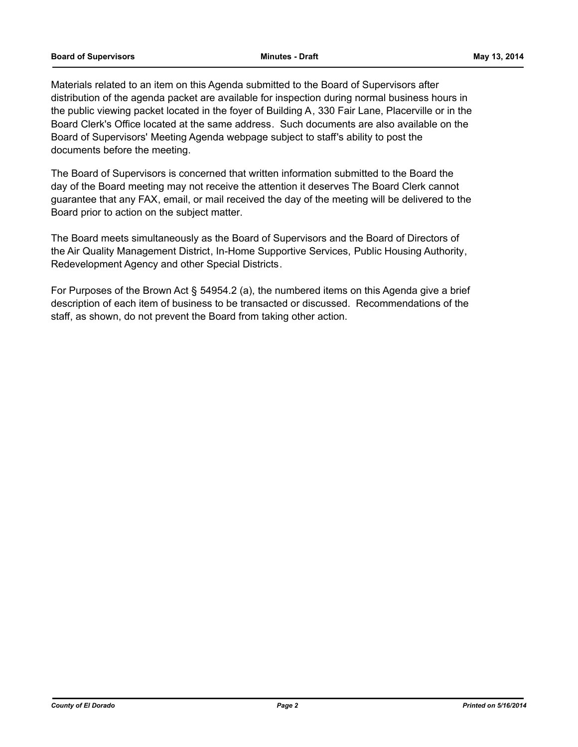Materials related to an item on this Agenda submitted to the Board of Supervisors after distribution of the agenda packet are available for inspection during normal business hours in the public viewing packet located in the foyer of Building A, 330 Fair Lane, Placerville or in the Board Clerk's Office located at the same address. Such documents are also available on the Board of Supervisors' Meeting Agenda webpage subject to staff's ability to post the documents before the meeting.

The Board of Supervisors is concerned that written information submitted to the Board the day of the Board meeting may not receive the attention it deserves The Board Clerk cannot guarantee that any FAX, email, or mail received the day of the meeting will be delivered to the Board prior to action on the subject matter.

The Board meets simultaneously as the Board of Supervisors and the Board of Directors of the Air Quality Management District, In-Home Supportive Services, Public Housing Authority, Redevelopment Agency and other Special Districts.

For Purposes of the Brown Act § 54954.2 (a), the numbered items on this Agenda give a brief description of each item of business to be transacted or discussed. Recommendations of the staff, as shown, do not prevent the Board from taking other action.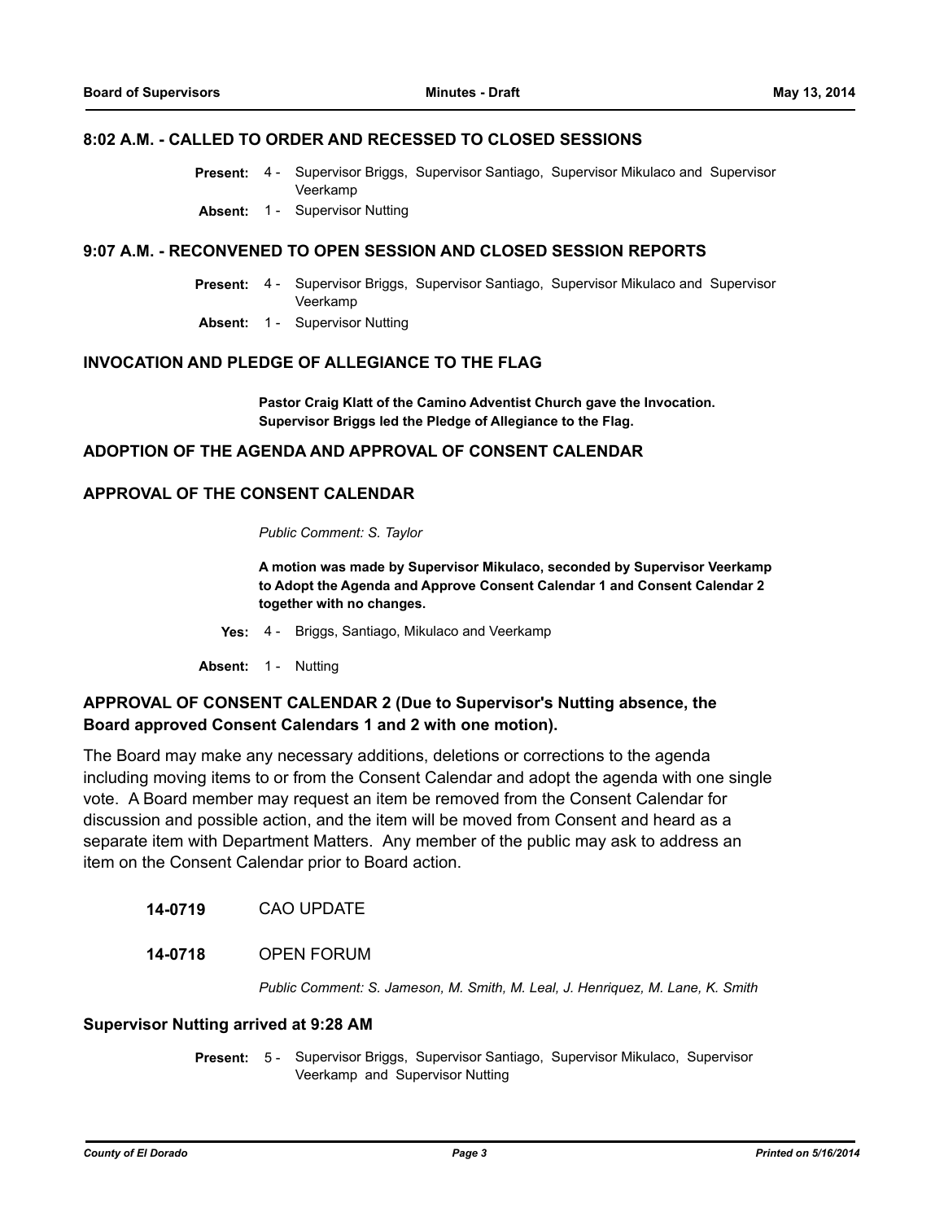## 8:02 A.M. - CALLED TO ORDER AND RECESSED TO CLOSED SESSIONS

**Present:** 4 - Supervisor Briggs, Supervisor Santiago, Supervisor Mikulaco and Supervisor Veerkamp

**Absent:** 1 - Supervisor Nutting

## 9:07 A.M. - RECONVENED TO OPEN SESSION AND CLOSED SESSION REPORTS

**Present:** 4 - Supervisor Briggs, Supervisor Santiago, Supervisor Mikulaco and Supervisor Veerkamp

**Absent:** 1 - Supervisor Nutting

## INVOCATION AND PLEDGE OF ALLEGIANCE TO THE FLAG

**Pastor Craig Klatt of the Camino Adventist Church gave the Invocation. Supervisor Briggs led the Pledge of Allegiance to the Flag.**

## ADOPTION OF THE AGENDA AND APPROVAL OF CONSENT CALENDAR

## APPROVAL OF THE CONSENT CALENDAR

*Public Comment: S. Taylor*

**A motion was made by Supervisor Mikulaco, seconded by Supervisor Veerkamp to Adopt the Agenda and Approve Consent Calendar 1 and Consent Calendar 2 together with no changes.**

**Yes:** 4 - Briggs, Santiago, Mikulaco and Veerkamp

**Absent:** 1 - Nutting

## APPROVAL OF CONSENT CALENDAR 2 (Due to Supervisor's Nutting absence, the Board approved Consent Calendars 1 and 2 with one motion).

The Board may make any necessary additions, deletions or corrections to the agenda including moving items to or from the Consent Calendar and adopt the agenda with one single vote. A Board member may request an item be removed from the Consent Calendar for discussion and possible action, and the item will be moved from Consent and heard as a separate item with Department Matters. Any member of the public may ask to address an item on the Consent Calendar prior to Board action.

**14-0719** CAO UPDATE

**14-0718** OPEN FORUM

*Public Comment: S. Jameson, M. Smith, M. Leal, J. Henriquez, M. Lane, K. Smith*

### Supervisor Nutting arrived at 9:28 AM

**Present:** 5 - Supervisor Briggs, Supervisor Santiago, Supervisor Mikulaco, Supervisor Veerkamp and Supervisor Nutting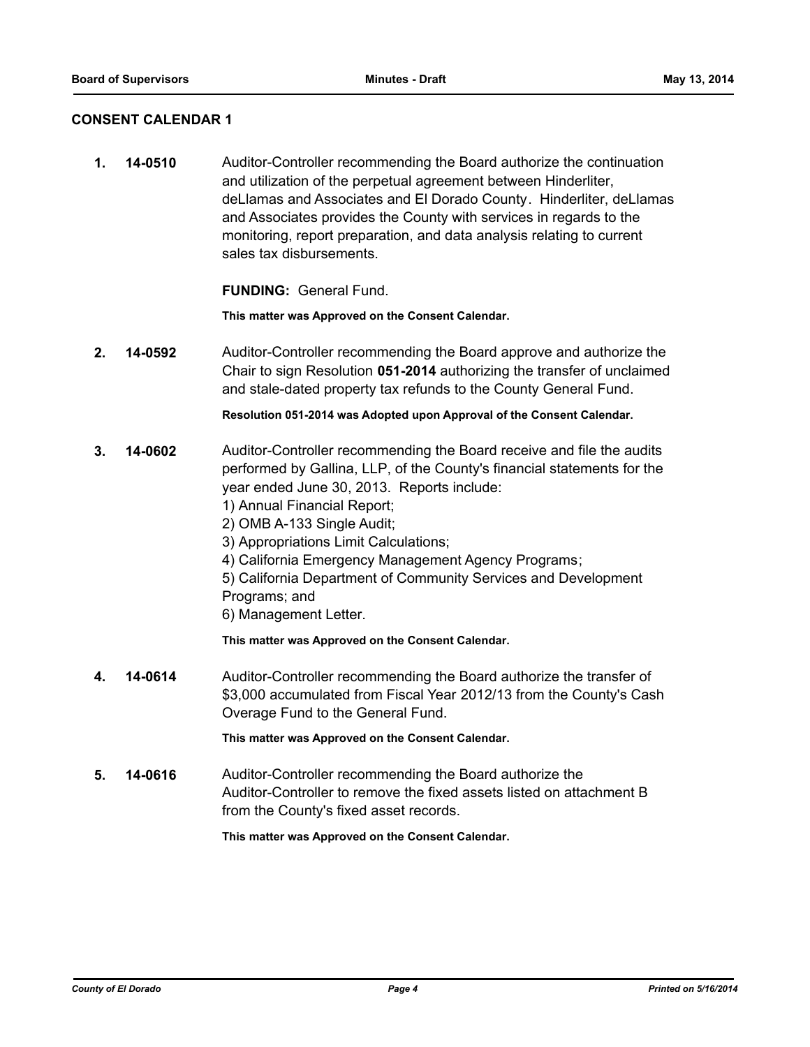## CONSENT CALENDAR 1

**1. 14-0510** Auditor-Controller recommending the Board authorize the continuation and utilization of the perpetual agreement between Hinderliter, deLlamas and Associates and El Dorado County. Hinderliter, deLlamas and Associates provides the County with services in regards to the monitoring, report preparation, and data analysis relating to current sales tax disbursements.

**FUNDING:** General Fund.

**This matter was Approved on the Consent Calendar.**

**2. 14-0592** Auditor-Controller recommending the Board approve and authorize the Chair to sign Resolution **051-2014** authorizing the transfer of unclaimed and stale-dated property tax refunds to the County General Fund.

**Resolution 051-2014 was Adopted upon Approval of the Consent Calendar.**

**3. 14-0602** Auditor-Controller recommending the Board receive and file the audits performed by Gallina, LLP, of the County's financial statements for the year ended June 30, 2013. Reports include:

1) Annual Financial Report;
2) OMB A-133 Single Audit;
3) Appropriations Limit Calculations;
4) California Emergency Management Agency Programs;
5) California Department of Community Services and Development Programs; and
6) Management Letter.

**This matter was Approved on the Consent Calendar.**

**4. 14-0614** Auditor-Controller recommending the Board authorize the transfer of $3,000 accumulated from Fiscal Year 2012/13 from the County's Cash Overage Fund to the General Fund.

**This matter was Approved on the Consent Calendar.**

**5. 14-0616** Auditor-Controller recommending the Board authorize the Auditor-Controller to remove the fixed assets listed on attachment B from the County's fixed asset records.

**This matter was Approved on the Consent Calendar.**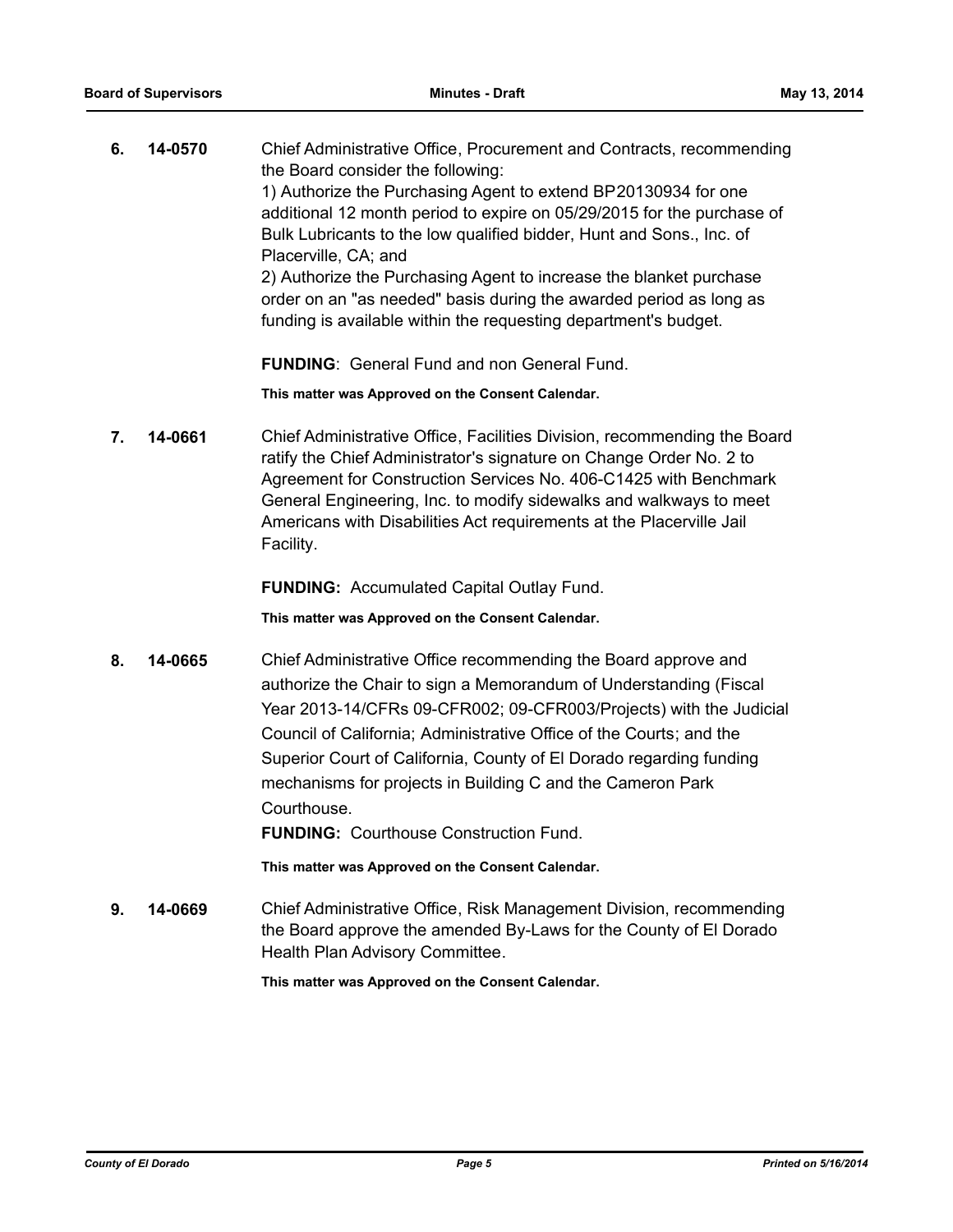**6. 14-0570** Chief Administrative Office, Procurement and Contracts, recommending the Board consider the following:
1) Authorize the Purchasing Agent to extend BP20130934 for one additional 12 month period to expire on 05/29/2015 for the purchase of Bulk Lubricants to the low qualified bidder, Hunt and Sons., Inc. of Placerville, CA; and
2) Authorize the Purchasing Agent to increase the blanket purchase order on an "as needed" basis during the awarded period as long as funding is available within the requesting department's budget.

**FUNDING**: General Fund and non General Fund.

**This matter was Approved on the Consent Calendar.**

**7. 14-0661** Chief Administrative Office, Facilities Division, recommending the Board ratify the Chief Administrator's signature on Change Order No. 2 to Agreement for Construction Services No. 406-C1425 with Benchmark General Engineering, Inc. to modify sidewalks and walkways to meet Americans with Disabilities Act requirements at the Placerville Jail Facility.

**FUNDING:** Accumulated Capital Outlay Fund.

**This matter was Approved on the Consent Calendar.**

**8. 14-0665** Chief Administrative Office recommending the Board approve and authorize the Chair to sign a Memorandum of Understanding (Fiscal Year 2013-14/CFRs 09-CFR002; 09-CFR003/Projects) with the Judicial Council of California; Administrative Office of the Courts; and the Superior Court of California, County of El Dorado regarding funding mechanisms for projects in Building C and the Cameron Park Courthouse.
**FUNDING:** Courthouse Construction Fund.

**This matter was Approved on the Consent Calendar.**

**9. 14-0669** Chief Administrative Office, Risk Management Division, recommending the Board approve the amended By-Laws for the County of El Dorado Health Plan Advisory Committee.

**This matter was Approved on the Consent Calendar.**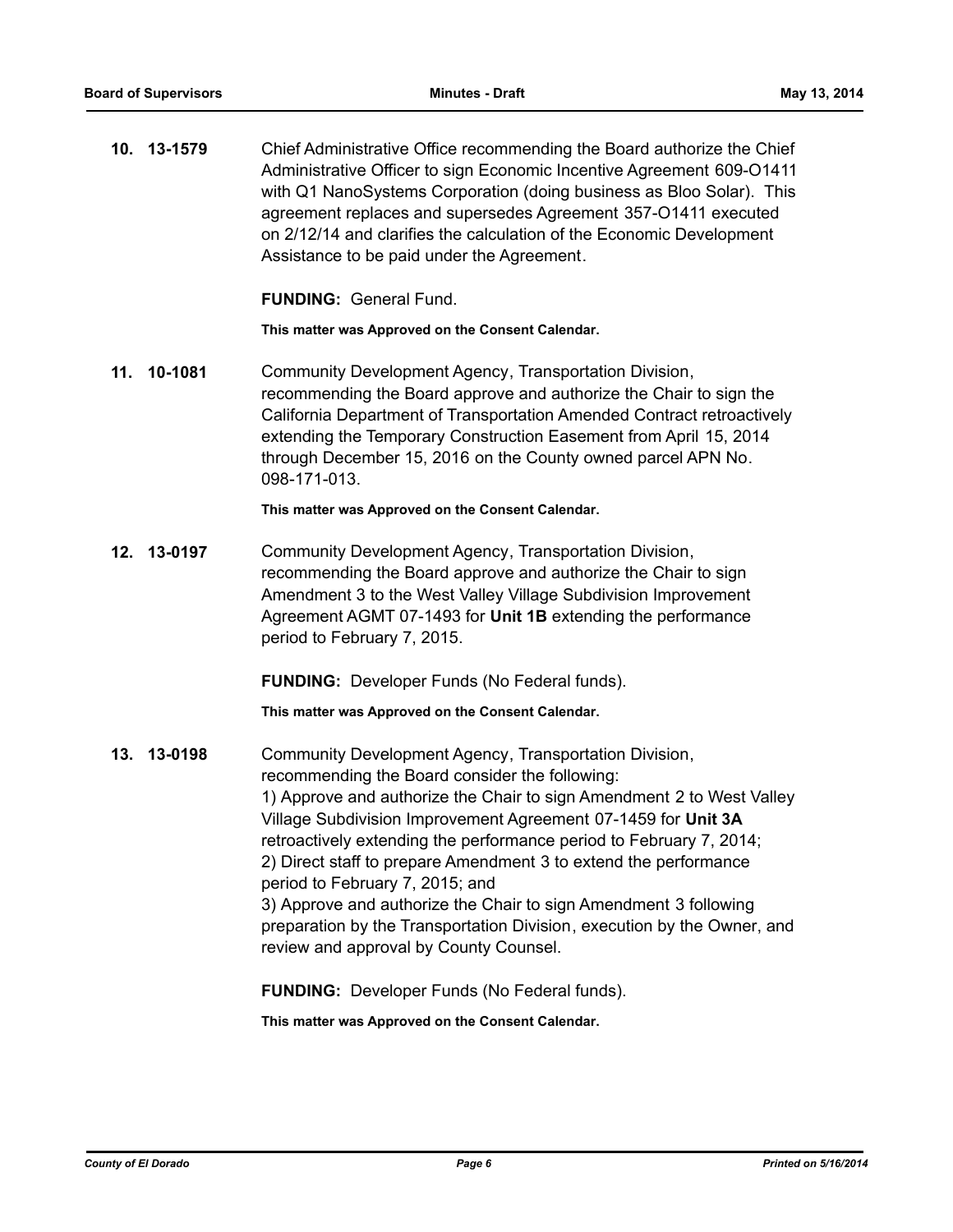**10. 13-1579** Chief Administrative Office recommending the Board authorize the Chief Administrative Officer to sign Economic Incentive Agreement 609-O1411 with Q1 NanoSystems Corporation (doing business as Bloo Solar). This agreement replaces and supersedes Agreement 357-O1411 executed on 2/12/14 and clarifies the calculation of the Economic Development Assistance to be paid under the Agreement.

**FUNDING:** General Fund.

**This matter was Approved on the Consent Calendar.**

**11. 10-1081** Community Development Agency, Transportation Division, recommending the Board approve and authorize the Chair to sign the California Department of Transportation Amended Contract retroactively extending the Temporary Construction Easement from April 15, 2014 through December 15, 2016 on the County owned parcel APN No. 098-171-013.

**This matter was Approved on the Consent Calendar.**

**12. 13-0197** Community Development Agency, Transportation Division, recommending the Board approve and authorize the Chair to sign Amendment 3 to the West Valley Village Subdivision Improvement Agreement AGMT 07-1493 for **Unit 1B** extending the performance period to February 7, 2015.

**FUNDING:** Developer Funds (No Federal funds).

**This matter was Approved on the Consent Calendar.**

**13. 13-0198** Community Development Agency, Transportation Division, recommending the Board consider the following:
1) Approve and authorize the Chair to sign Amendment 2 to West Valley Village Subdivision Improvement Agreement 07-1459 for **Unit 3A** retroactively extending the performance period to February 7, 2014;
2) Direct staff to prepare Amendment 3 to extend the performance period to February 7, 2015; and
3) Approve and authorize the Chair to sign Amendment 3 following preparation by the Transportation Division, execution by the Owner, and review and approval by County Counsel.

**FUNDING:** Developer Funds (No Federal funds).

**This matter was Approved on the Consent Calendar.**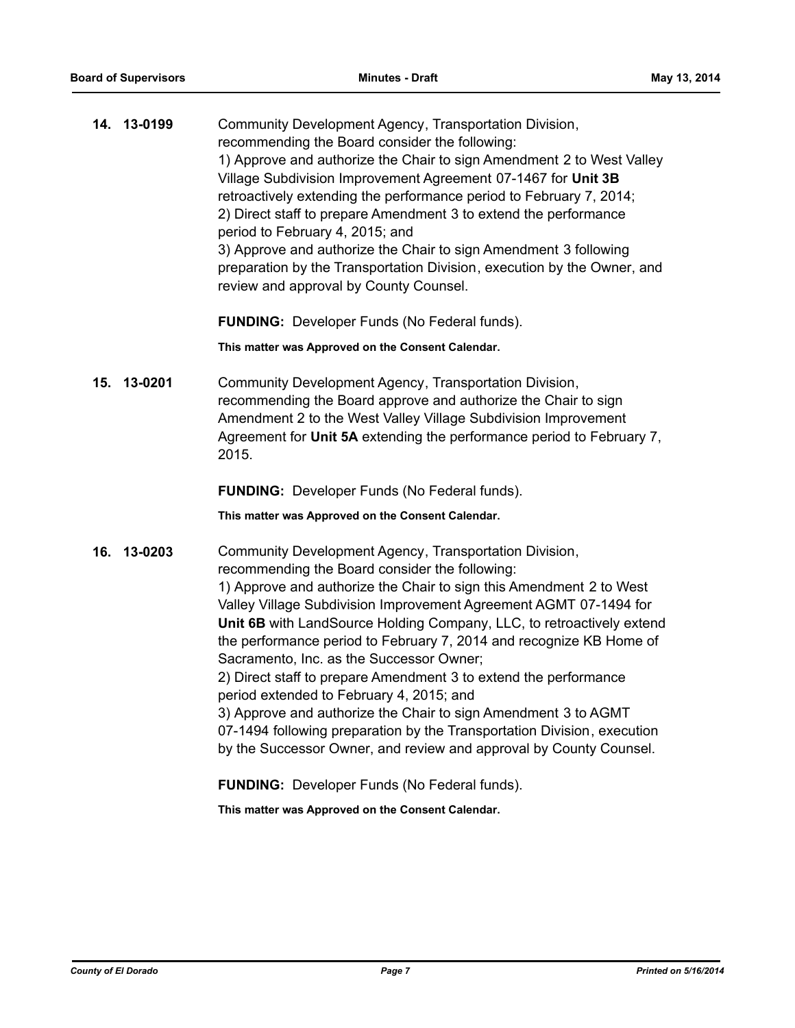**14. 13-0199** Community Development Agency, Transportation Division, recommending the Board consider the following:
1) Approve and authorize the Chair to sign Amendment 2 to West Valley Village Subdivision Improvement Agreement 07-1467 for **Unit 3B** retroactively extending the performance period to February 7, 2014;
2) Direct staff to prepare Amendment 3 to extend the performance period to February 4, 2015; and
3) Approve and authorize the Chair to sign Amendment 3 following preparation by the Transportation Division, execution by the Owner, and review and approval by County Counsel.

**FUNDING:** Developer Funds (No Federal funds).

**This matter was Approved on the Consent Calendar.**

**15. 13-0201** Community Development Agency, Transportation Division, recommending the Board approve and authorize the Chair to sign Amendment 2 to the West Valley Village Subdivision Improvement Agreement for **Unit 5A** extending the performance period to February 7, 2015.

**FUNDING:** Developer Funds (No Federal funds).

**This matter was Approved on the Consent Calendar.**

**16. 13-0203** Community Development Agency, Transportation Division, recommending the Board consider the following:
1) Approve and authorize the Chair to sign this Amendment 2 to West Valley Village Subdivision Improvement Agreement AGMT 07-1494 for **Unit 6B** with LandSource Holding Company, LLC, to retroactively extend the performance period to February 7, 2014 and recognize KB Home of Sacramento, Inc. as the Successor Owner;
2) Direct staff to prepare Amendment 3 to extend the performance period extended to February 4, 2015; and
3) Approve and authorize the Chair to sign Amendment 3 to AGMT 07-1494 following preparation by the Transportation Division, execution by the Successor Owner, and review and approval by County Counsel.

**FUNDING:** Developer Funds (No Federal funds).

**This matter was Approved on the Consent Calendar.**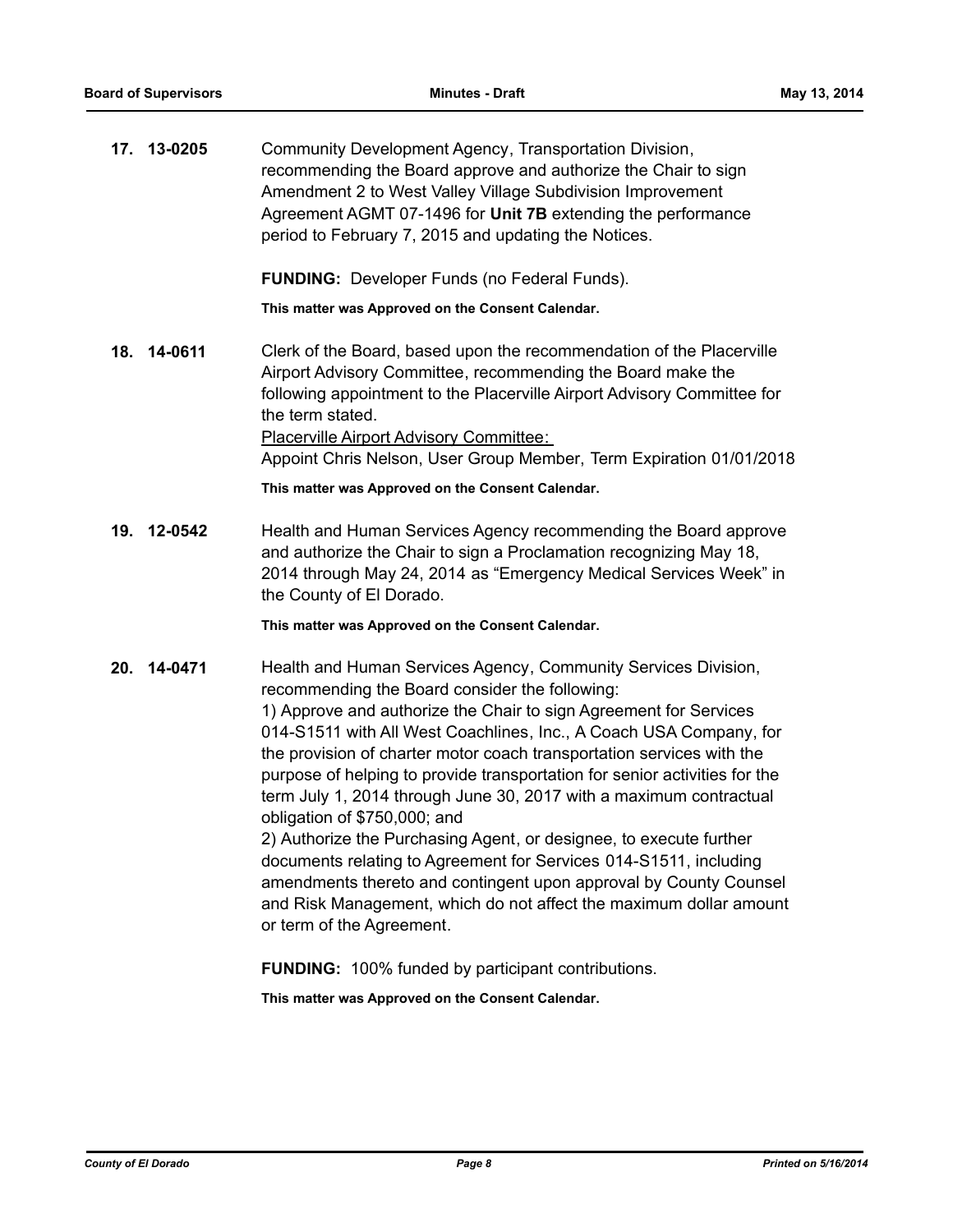**17. 13-0205** Community Development Agency, Transportation Division, recommending the Board approve and authorize the Chair to sign Amendment 2 to West Valley Village Subdivision Improvement Agreement AGMT 07-1496 for **Unit 7B** extending the performance period to February 7, 2015 and updating the Notices.

**FUNDING:** Developer Funds (no Federal Funds).

**This matter was Approved on the Consent Calendar.**

**18. 14-0611** Clerk of the Board, based upon the recommendation of the Placerville Airport Advisory Committee, recommending the Board make the following appointment to the Placerville Airport Advisory Committee for the term stated.

<u>Placerville Airport Advisory Committee:</u>

Appoint Chris Nelson, User Group Member, Term Expiration 01/01/2018

**This matter was Approved on the Consent Calendar.**

**19. 12-0542** Health and Human Services Agency recommending the Board approve and authorize the Chair to sign a Proclamation recognizing May 18, 2014 through May 24, 2014 as "Emergency Medical Services Week" in the County of El Dorado.

**This matter was Approved on the Consent Calendar.**

**20. 14-0471** Health and Human Services Agency, Community Services Division, recommending the Board consider the following:

1) Approve and authorize the Chair to sign Agreement for Services 014-S1511 with All West Coachlines, Inc., A Coach USA Company, for the provision of charter motor coach transportation services with the purpose of helping to provide transportation for senior activities for the term July 1, 2014 through June 30, 2017 with a maximum contractual obligation of $750,000; and

2) Authorize the Purchasing Agent, or designee, to execute further documents relating to Agreement for Services 014-S1511, including amendments thereto and contingent upon approval by County Counsel and Risk Management, which do not affect the maximum dollar amount or term of the Agreement.

**FUNDING:** 100% funded by participant contributions.

**This matter was Approved on the Consent Calendar.**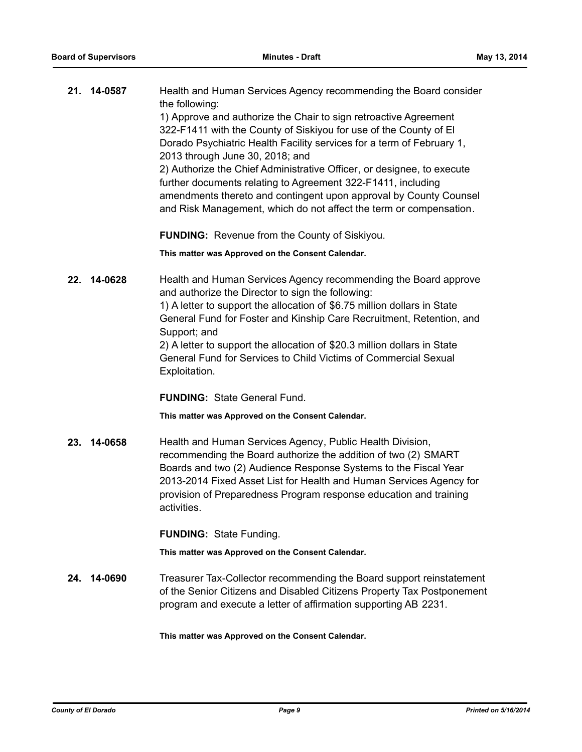**21. 14-0587** Health and Human Services Agency recommending the Board consider the following:

1) Approve and authorize the Chair to sign retroactive Agreement 322-F1411 with the County of Siskiyou for use of the County of El Dorado Psychiatric Health Facility services for a term of February 1, 2013 through June 30, 2018; and

2) Authorize the Chief Administrative Officer, or designee, to execute further documents relating to Agreement 322-F1411, including amendments thereto and contingent upon approval by County Counsel and Risk Management, which do not affect the term or compensation.

**FUNDING:** Revenue from the County of Siskiyou.

**This matter was Approved on the Consent Calendar.**

**22. 14-0628** Health and Human Services Agency recommending the Board approve and authorize the Director to sign the following:

1) A letter to support the allocation of $6.75 million dollars in State General Fund for Foster and Kinship Care Recruitment, Retention, and Support; and

2) A letter to support the allocation of $20.3 million dollars in State General Fund for Services to Child Victims of Commercial Sexual Exploitation.

**FUNDING:** State General Fund.

**This matter was Approved on the Consent Calendar.**

**23. 14-0658** Health and Human Services Agency, Public Health Division, recommending the Board authorize the addition of two (2) SMART Boards and two (2) Audience Response Systems to the Fiscal Year 2013-2014 Fixed Asset List for Health and Human Services Agency for provision of Preparedness Program response education and training activities.

**FUNDING:** State Funding.

**This matter was Approved on the Consent Calendar.**

**24. 14-0690** Treasurer Tax-Collector recommending the Board support reinstatement of the Senior Citizens and Disabled Citizens Property Tax Postponement program and execute a letter of affirmation supporting AB 2231.

**This matter was Approved on the Consent Calendar.**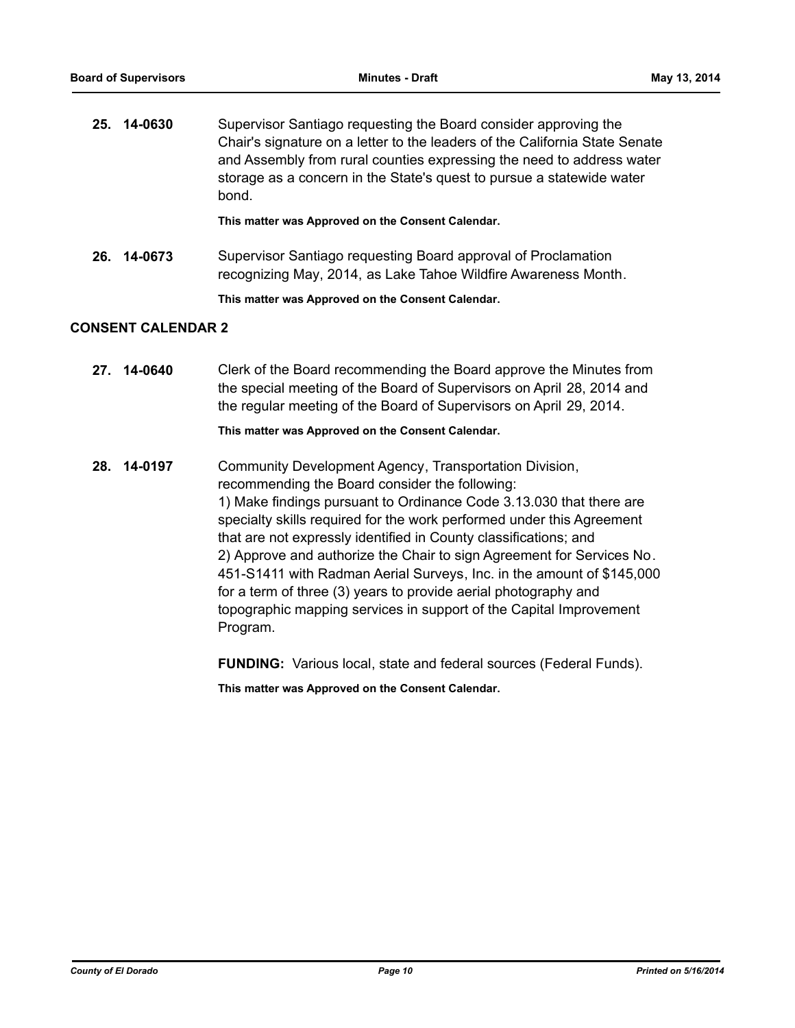**25. 14-0630** Supervisor Santiago requesting the Board consider approving the Chair's signature on a letter to the leaders of the California State Senate and Assembly from rural counties expressing the need to address water storage as a concern in the State's quest to pursue a statewide water bond.

**This matter was Approved on the Consent Calendar.**

**26. 14-0673** Supervisor Santiago requesting Board approval of Proclamation recognizing May, 2014, as Lake Tahoe Wildfire Awareness Month.

**This matter was Approved on the Consent Calendar.**

## CONSENT CALENDAR 2

**27. 14-0640** Clerk of the Board recommending the Board approve the Minutes from the special meeting of the Board of Supervisors on April 28, 2014 and the regular meeting of the Board of Supervisors on April 29, 2014.

**This matter was Approved on the Consent Calendar.**

**28. 14-0197** Community Development Agency, Transportation Division, recommending the Board consider the following:
1) Make findings pursuant to Ordinance Code 3.13.030 that there are specialty skills required for the work performed under this Agreement that are not expressly identified in County classifications; and
2) Approve and authorize the Chair to sign Agreement for Services No. 451-S1411 with Radman Aerial Surveys, Inc. in the amount of $145,000 for a term of three (3) years to provide aerial photography and topographic mapping services in support of the Capital Improvement Program.

**FUNDING:** Various local, state and federal sources (Federal Funds).

**This matter was Approved on the Consent Calendar.**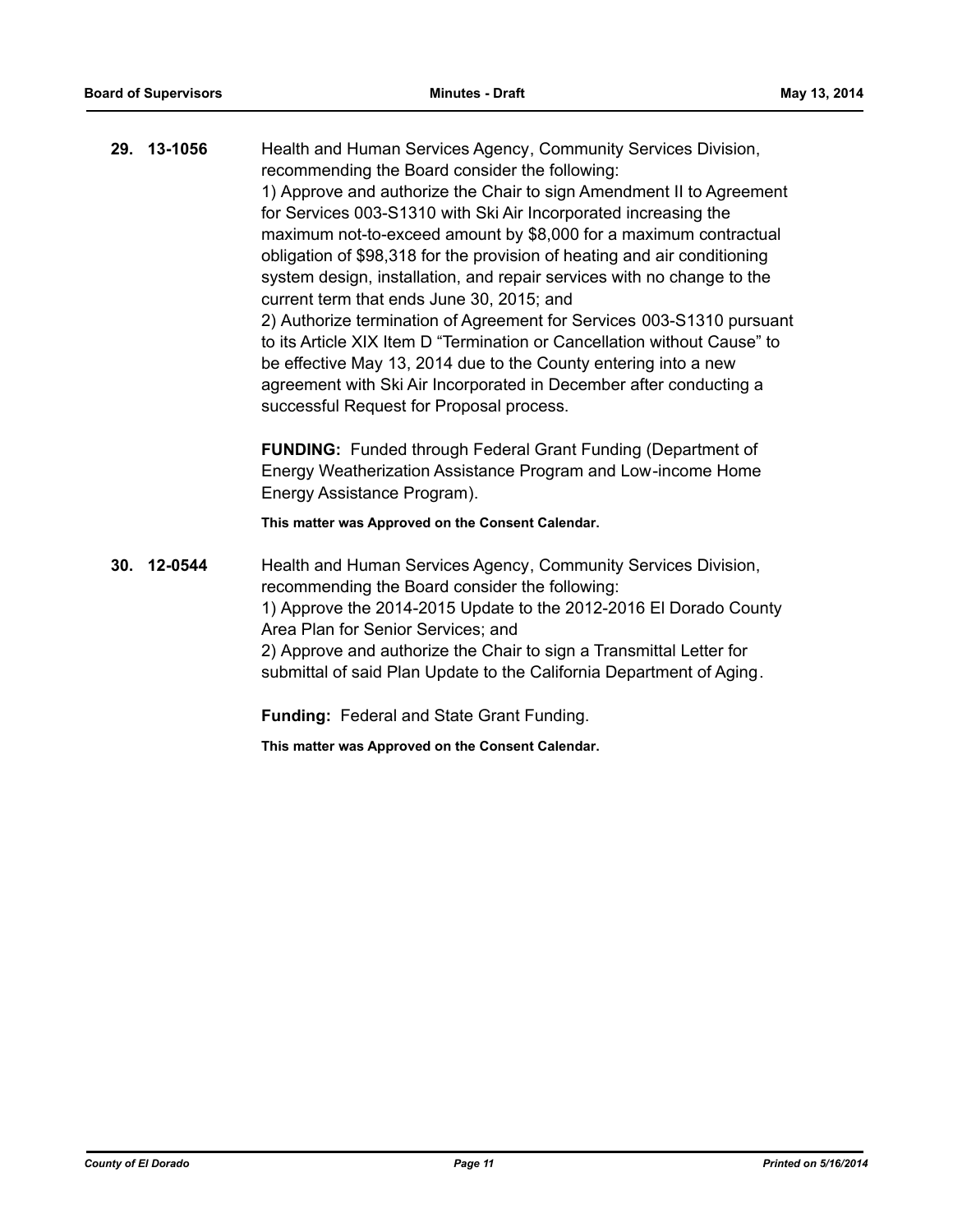**29. 13-1056**

Health and Human Services Agency, Community Services Division, recommending the Board consider the following:
1) Approve and authorize the Chair to sign Amendment II to Agreement for Services 003-S1310 with Ski Air Incorporated increasing the maximum not-to-exceed amount by $8,000 for a maximum contractual obligation of $98,318 for the provision of heating and air conditioning system design, installation, and repair services with no change to the current term that ends June 30, 2015; and
2) Authorize termination of Agreement for Services 003-S1310 pursuant to its Article XIX Item D "Termination or Cancellation without Cause" to be effective May 13, 2014 due to the County entering into a new agreement with Ski Air Incorporated in December after conducting a successful Request for Proposal process.

**FUNDING:** Funded through Federal Grant Funding (Department of Energy Weatherization Assistance Program and Low-income Home Energy Assistance Program).

**This matter was Approved on the Consent Calendar.**

**30. 12-0544**

Health and Human Services Agency, Community Services Division, recommending the Board consider the following:
1) Approve the 2014-2015 Update to the 2012-2016 El Dorado County Area Plan for Senior Services; and
2) Approve and authorize the Chair to sign a Transmittal Letter for submittal of said Plan Update to the California Department of Aging.

**Funding:** Federal and State Grant Funding.

**This matter was Approved on the Consent Calendar.**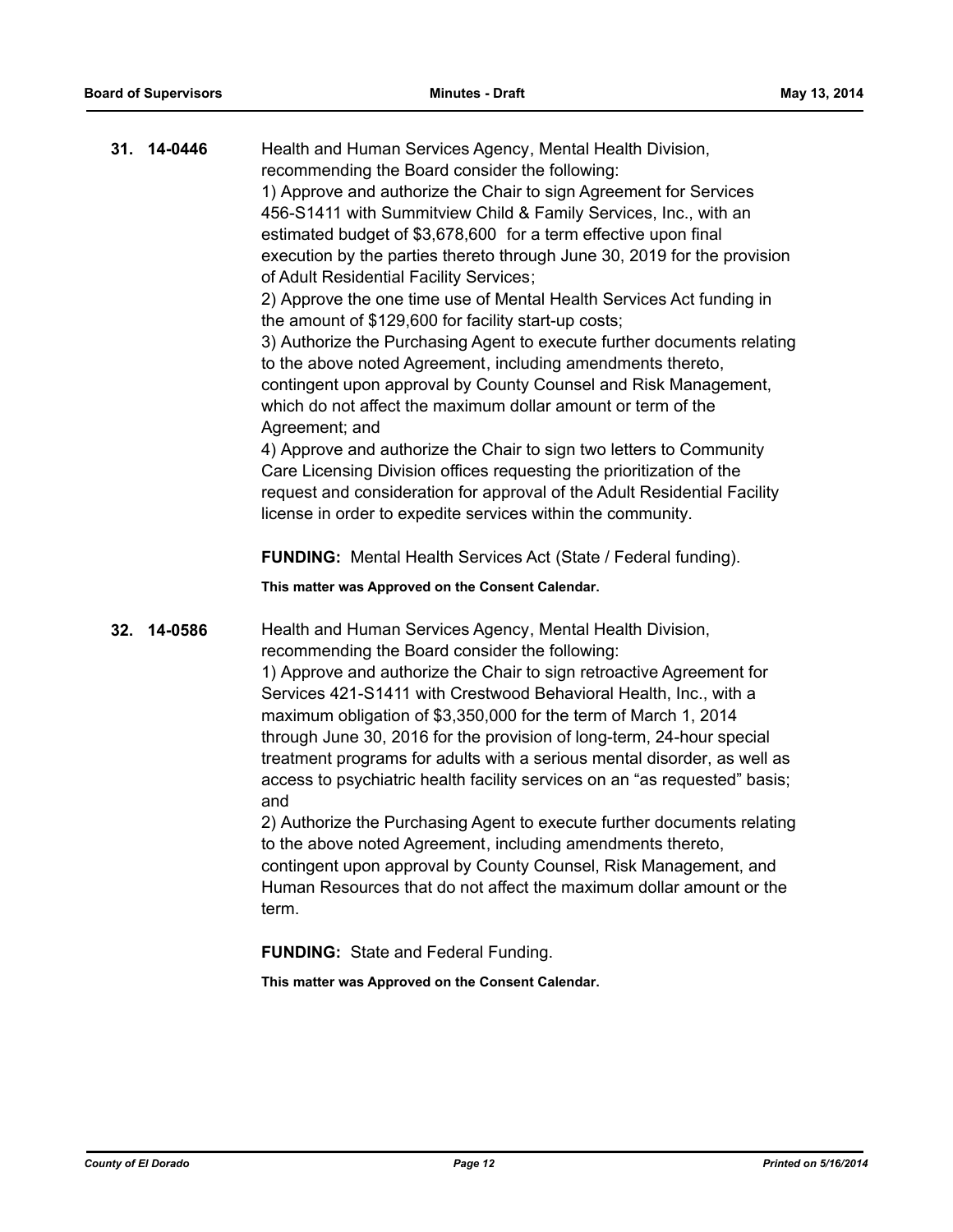**31. 14-0446**

Health and Human Services Agency, Mental Health Division, recommending the Board consider the following:

1) Approve and authorize the Chair to sign Agreement for Services 456-S1411 with Summitview Child & Family Services, Inc., with an estimated budget of $3,678,600 for a term effective upon final execution by the parties thereto through June 30, 2019 for the provision of Adult Residential Facility Services;

2) Approve the one time use of Mental Health Services Act funding in the amount of $129,600 for facility start-up costs;

3) Authorize the Purchasing Agent to execute further documents relating to the above noted Agreement, including amendments thereto, contingent upon approval by County Counsel and Risk Management, which do not affect the maximum dollar amount or term of the Agreement; and

4) Approve and authorize the Chair to sign two letters to Community Care Licensing Division offices requesting the prioritization of the request and consideration for approval of the Adult Residential Facility license in order to expedite services within the community.

**FUNDING:** Mental Health Services Act (State / Federal funding).

**This matter was Approved on the Consent Calendar.**

**32. 14-0586**

Health and Human Services Agency, Mental Health Division, recommending the Board consider the following:

1) Approve and authorize the Chair to sign retroactive Agreement for Services 421-S1411 with Crestwood Behavioral Health, Inc., with a maximum obligation of $3,350,000 for the term of March 1, 2014 through June 30, 2016 for the provision of long-term, 24-hour special treatment programs for adults with a serious mental disorder, as well as access to psychiatric health facility services on an "as requested" basis; and

2) Authorize the Purchasing Agent to execute further documents relating to the above noted Agreement, including amendments thereto, contingent upon approval by County Counsel, Risk Management, and Human Resources that do not affect the maximum dollar amount or the term.

**FUNDING:** State and Federal Funding.

**This matter was Approved on the Consent Calendar.**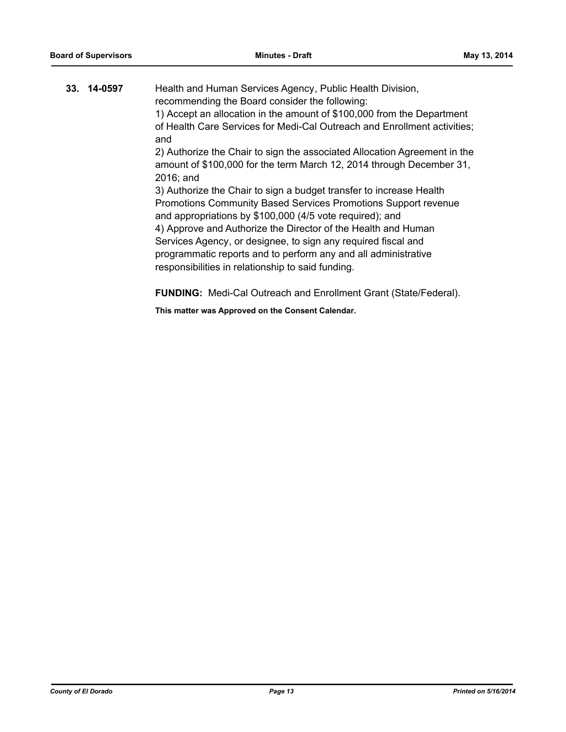**33. 14-0597**

Health and Human Services Agency, Public Health Division, recommending the Board consider the following:

1) Accept an allocation in the amount of $100,000 from the Department of Health Care Services for Medi-Cal Outreach and Enrollment activities; and

2) Authorize the Chair to sign the associated Allocation Agreement in the amount of $100,000 for the term March 12, 2014 through December 31, 2016; and

3) Authorize the Chair to sign a budget transfer to increase Health Promotions Community Based Services Promotions Support revenue and appropriations by $100,000 (4/5 vote required); and

4) Approve and Authorize the Director of the Health and Human Services Agency, or designee, to sign any required fiscal and programmatic reports and to perform any and all administrative responsibilities in relationship to said funding.

**FUNDING:** Medi-Cal Outreach and Enrollment Grant (State/Federal).

**This matter was Approved on the Consent Calendar.**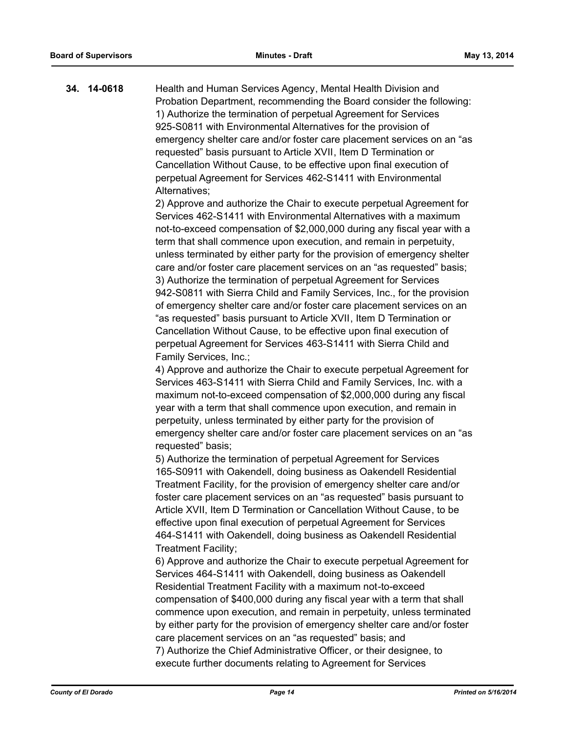**34. 14-0618**

Health and Human Services Agency, Mental Health Division and Probation Department, recommending the Board consider the following:
1) Authorize the termination of perpetual Agreement for Services 925-S0811 with Environmental Alternatives for the provision of emergency shelter care and/or foster care placement services on an "as requested" basis pursuant to Article XVII, Item D Termination or Cancellation Without Cause, to be effective upon final execution of perpetual Agreement for Services 462-S1411 with Environmental Alternatives;
2) Approve and authorize the Chair to execute perpetual Agreement for Services 462-S1411 with Environmental Alternatives with a maximum not-to-exceed compensation of $2,000,000 during any fiscal year with a term that shall commence upon execution, and remain in perpetuity, unless terminated by either party for the provision of emergency shelter care and/or foster care placement services on an "as requested" basis;
3) Authorize the termination of perpetual Agreement for Services 942-S0811 with Sierra Child and Family Services, Inc., for the provision of emergency shelter care and/or foster care placement services on an "as requested" basis pursuant to Article XVII, Item D Termination or Cancellation Without Cause, to be effective upon final execution of perpetual Agreement for Services 463-S1411 with Sierra Child and Family Services, Inc.;
4) Approve and authorize the Chair to execute perpetual Agreement for Services 463-S1411 with Sierra Child and Family Services, Inc. with a maximum not-to-exceed compensation of $2,000,000 during any fiscal year with a term that shall commence upon execution, and remain in perpetuity, unless terminated by either party for the provision of emergency shelter care and/or foster care placement services on an "as requested" basis;
5) Authorize the termination of perpetual Agreement for Services 165-S0911 with Oakendell, doing business as Oakendell Residential Treatment Facility, for the provision of emergency shelter care and/or foster care placement services on an "as requested" basis pursuant to Article XVII, Item D Termination or Cancellation Without Cause, to be effective upon final execution of perpetual Agreement for Services 464-S1411 with Oakendell, doing business as Oakendell Residential Treatment Facility;
6) Approve and authorize the Chair to execute perpetual Agreement for Services 464-S1411 with Oakendell, doing business as Oakendell Residential Treatment Facility with a maximum not-to-exceed compensation of $400,000 during any fiscal year with a term that shall commence upon execution, and remain in perpetuity, unless terminated by either party for the provision of emergency shelter care and/or foster care placement services on an "as requested" basis; and
7) Authorize the Chief Administrative Officer, or their designee, to execute further documents relating to Agreement for Services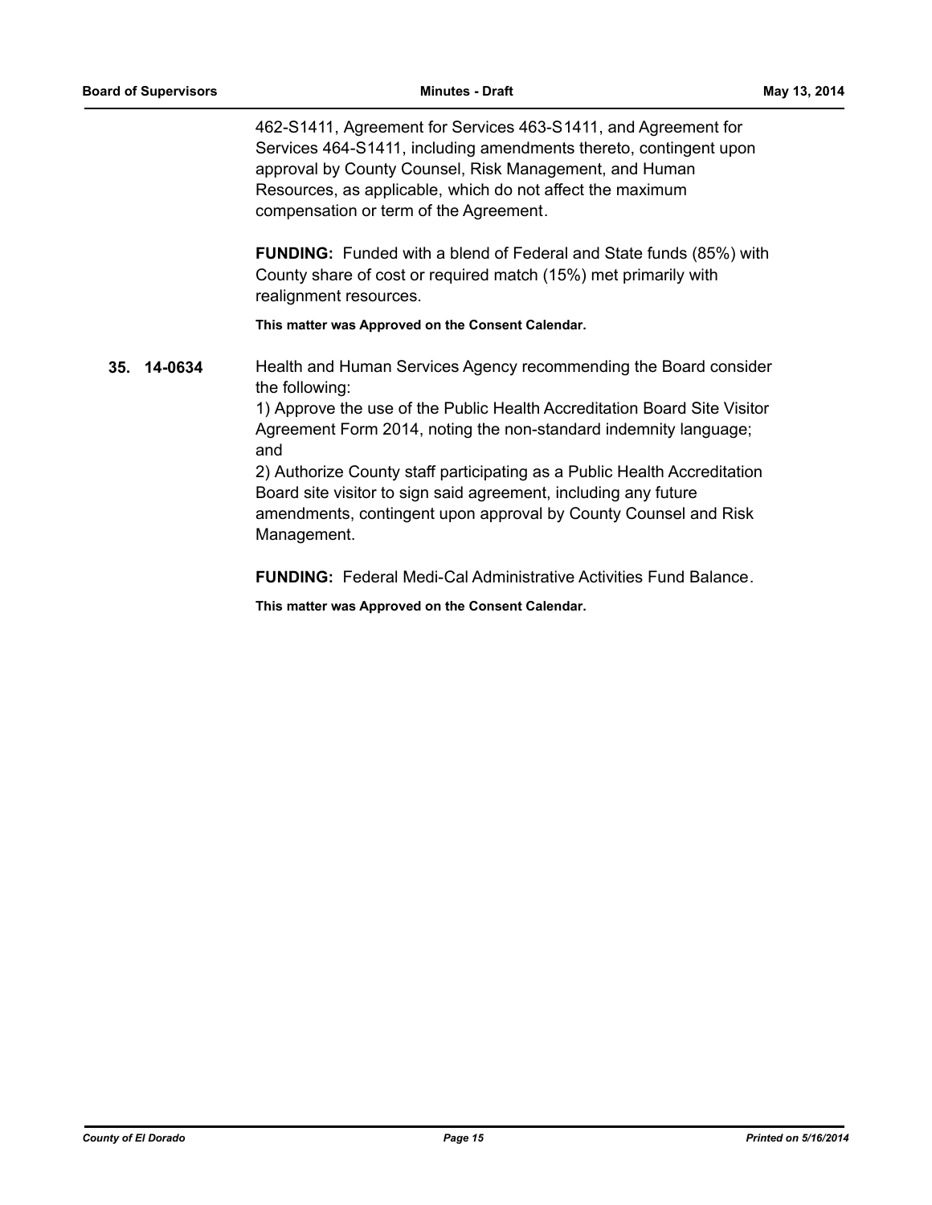462-S1411, Agreement for Services 463-S1411, and Agreement for Services 464-S1411, including amendments thereto, contingent upon approval by County Counsel, Risk Management, and Human Resources, as applicable, which do not affect the maximum compensation or term of the Agreement.

**FUNDING:** Funded with a blend of Federal and State funds (85%) with County share of cost or required match (15%) met primarily with realignment resources.

**This matter was Approved on the Consent Calendar.**

**35. 14-0634**

Health and Human Services Agency recommending the Board consider the following:
1) Approve the use of the Public Health Accreditation Board Site Visitor Agreement Form 2014, noting the non-standard indemnity language; and
2) Authorize County staff participating as a Public Health Accreditation Board site visitor to sign said agreement, including any future amendments, contingent upon approval by County Counsel and Risk Management.

**FUNDING:** Federal Medi-Cal Administrative Activities Fund Balance.

**This matter was Approved on the Consent Calendar.**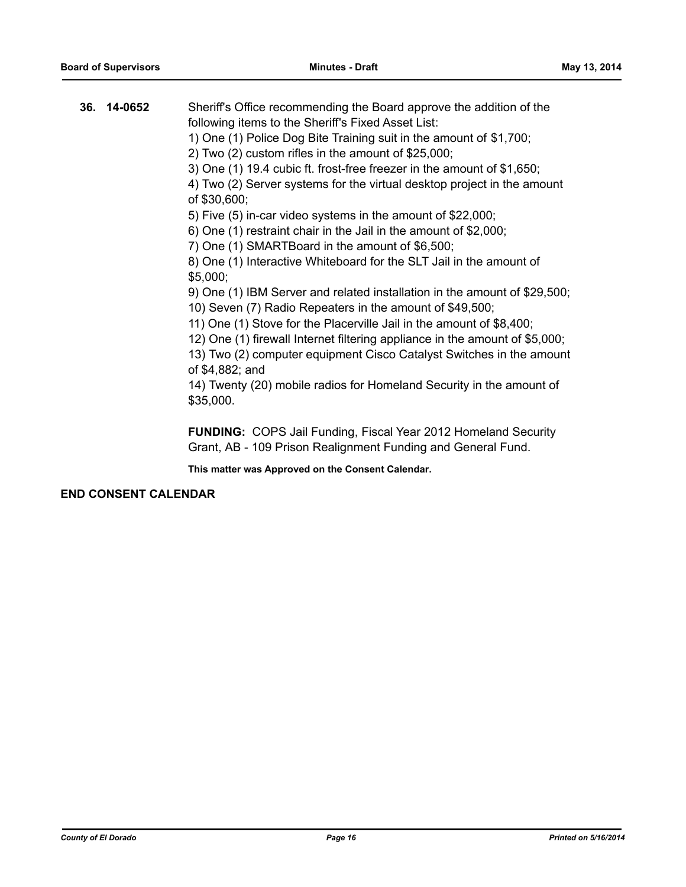**36. 14-0652** Sheriff's Office recommending the Board approve the addition of the following items to the Sheriff's Fixed Asset List:

1) One (1) Police Dog Bite Training suit in the amount of $1,700;
2) Two (2) custom rifles in the amount of $25,000;
3) One (1) 19.4 cubic ft. frost-free freezer in the amount of $1,650;
4) Two (2) Server systems for the virtual desktop project in the amount of $30,600;
5) Five (5) in-car video systems in the amount of $22,000;
6) One (1) restraint chair in the Jail in the amount of $2,000;
7) One (1) SMARTBoard in the amount of $6,500;
8) One (1) Interactive Whiteboard for the SLT Jail in the amount of $5,000;
9) One (1) IBM Server and related installation in the amount of $29,500;
10) Seven (7) Radio Repeaters in the amount of $49,500;
11) One (1) Stove for the Placerville Jail in the amount of $8,400;
12) One (1) firewall Internet filtering appliance in the amount of $5,000;
13) Two (2) computer equipment Cisco Catalyst Switches in the amount of $4,882; and
14) Twenty (20) mobile radios for Homeland Security in the amount of $35,000.

**FUNDING:** COPS Jail Funding, Fiscal Year 2012 Homeland Security Grant, AB - 109 Prison Realignment Funding and General Fund.

**This matter was Approved on the Consent Calendar.**

**END CONSENT CALENDAR**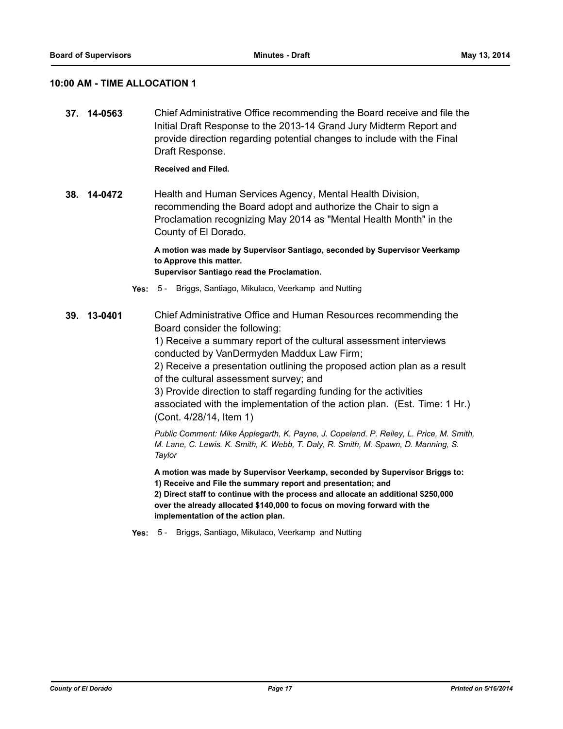## 10:00 AM - TIME ALLOCATION 1

**37. 14-0563** Chief Administrative Office recommending the Board receive and file the Initial Draft Response to the 2013-14 Grand Jury Midterm Report and provide direction regarding potential changes to include with the Final Draft Response.

**Received and Filed.**

**38. 14-0472** Health and Human Services Agency, Mental Health Division, recommending the Board adopt and authorize the Chair to sign a Proclamation recognizing May 2014 as "Mental Health Month" in the County of El Dorado.

**A motion was made by Supervisor Santiago, seconded by Supervisor Veerkamp to Approve this matter.**
**Supervisor Santiago read the Proclamation.**

**Yes:** 5 - Briggs, Santiago, Mikulaco, Veerkamp and Nutting

**39. 13-0401** Chief Administrative Office and Human Resources recommending the Board consider the following:
1) Receive a summary report of the cultural assessment interviews conducted by VanDermyden Maddux Law Firm;
2) Receive a presentation outlining the proposed action plan as a result of the cultural assessment survey; and
3) Provide direction to staff regarding funding for the activities associated with the implementation of the action plan. (Est. Time: 1 Hr.) (Cont. 4/28/14, Item 1)

*Public Comment: Mike Applegarth, K. Payne, J. Copeland. P. Reiley, L. Price, M. Smith, M. Lane, C. Lewis. K. Smith, K. Webb, T. Daly, R. Smith, M. Spawn, D. Manning, S. Taylor*

**A motion was made by Supervisor Veerkamp, seconded by Supervisor Briggs to:**
**1) Receive and File the summary report and presentation; and**
**2) Direct staff to continue with the process and allocate an additional $250,000 over the already allocated $140,000 to focus on moving forward with the implementation of the action plan.**

**Yes:** 5 - Briggs, Santiago, Mikulaco, Veerkamp and Nutting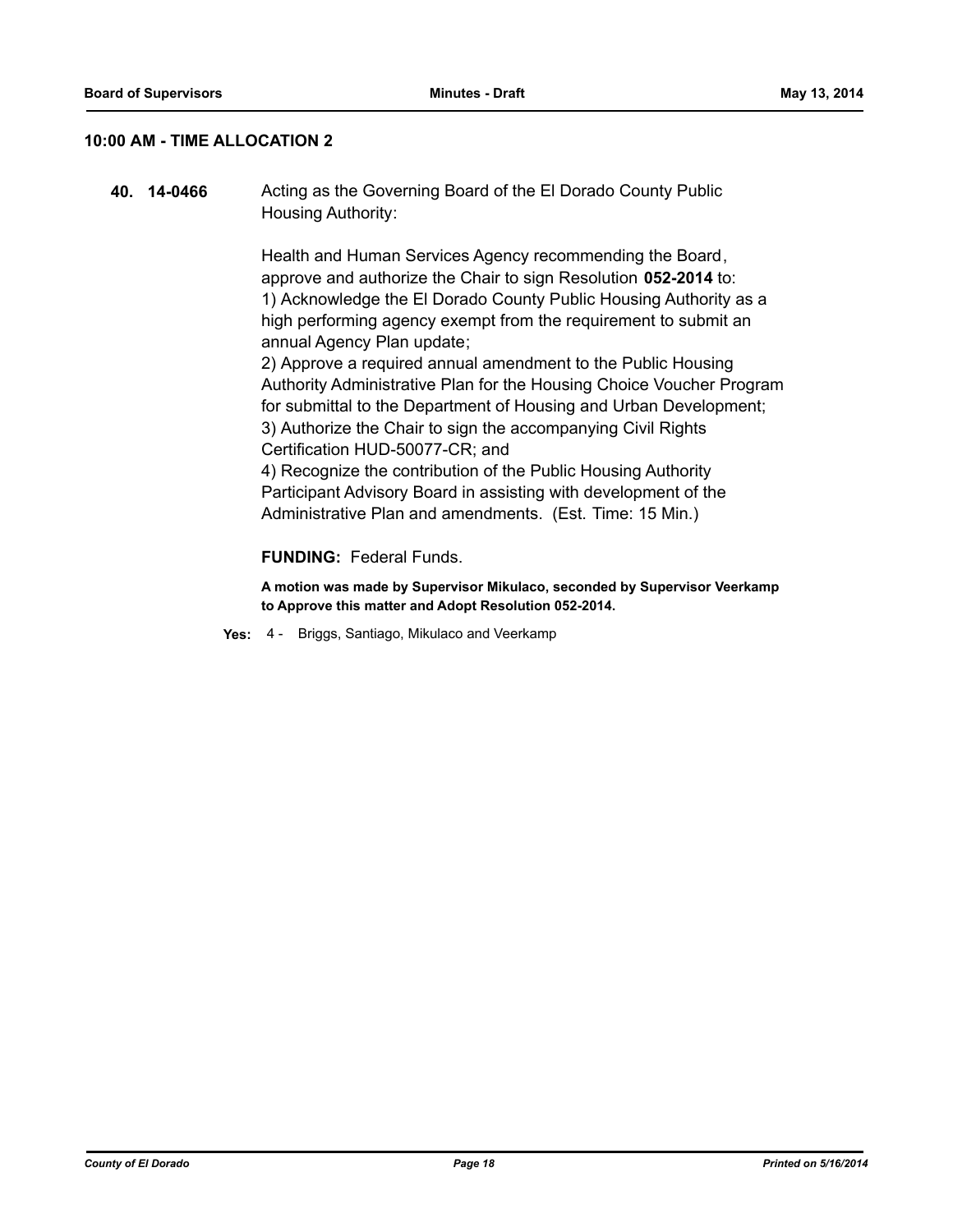### 10:00 AM - TIME ALLOCATION 2

**40. 14-0466** Acting as the Governing Board of the El Dorado County Public Housing Authority:

Health and Human Services Agency recommending the Board, approve and authorize the Chair to sign Resolution **052-2014** to:
1) Acknowledge the El Dorado County Public Housing Authority as a high performing agency exempt from the requirement to submit an annual Agency Plan update;
2) Approve a required annual amendment to the Public Housing Authority Administrative Plan for the Housing Choice Voucher Program for submittal to the Department of Housing and Urban Development;
3) Authorize the Chair to sign the accompanying Civil Rights Certification HUD-50077-CR; and
4) Recognize the contribution of the Public Housing Authority Participant Advisory Board in assisting with development of the Administrative Plan and amendments. (Est. Time: 15 Min.)

**FUNDING:** Federal Funds.

**A motion was made by Supervisor Mikulaco, seconded by Supervisor Veerkamp to Approve this matter and Adopt Resolution 052-2014.**

**Yes:** 4 - Briggs, Santiago, Mikulaco and Veerkamp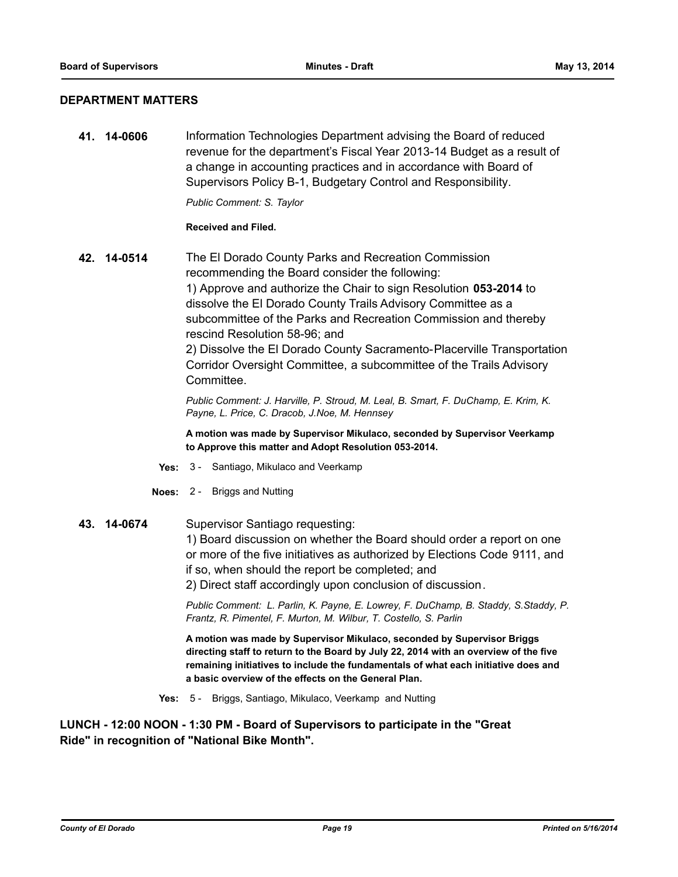## DEPARTMENT MATTERS

**41. 14-0606** Information Technologies Department advising the Board of reduced revenue for the department's Fiscal Year 2013-14 Budget as a result of a change in accounting practices and in accordance with Board of Supervisors Policy B-1, Budgetary Control and Responsibility.

*Public Comment: S. Taylor*

**Received and Filed.**

**42. 14-0514** The El Dorado County Parks and Recreation Commission recommending the Board consider the following:

1) Approve and authorize the Chair to sign Resolution **053-2014** to dissolve the El Dorado County Trails Advisory Committee as a subcommittee of the Parks and Recreation Commission and thereby rescind Resolution 58-96; and

2) Dissolve the El Dorado County Sacramento-Placerville Transportation Corridor Oversight Committee, a subcommittee of the Trails Advisory Committee.

*Public Comment: J. Harville, P. Stroud, M. Leal, B. Smart, F. DuChamp, E. Krim, K. Payne, L. Price, C. Dracob, J.Noe, M. Hennsey*

**A motion was made by Supervisor Mikulaco, seconded by Supervisor Veerkamp to Approve this matter and Adopt Resolution 053-2014.**

**Yes:** 3 - Santiago, Mikulaco and Veerkamp

**Noes:** 2 - Briggs and Nutting

**43. 14-0674** Supervisor Santiago requesting:

1) Board discussion on whether the Board should order a report on one or more of the five initiatives as authorized by Elections Code 9111, and if so, when should the report be completed; and

2) Direct staff accordingly upon conclusion of discussion.

*Public Comment: L. Parlin, K. Payne, E. Lowrey, F. DuChamp, B. Staddy, S.Staddy, P. Frantz, R. Pimentel, F. Murton, M. Wilbur, T. Costello, S. Parlin*

**A motion was made by Supervisor Mikulaco, seconded by Supervisor Briggs directing staff to return to the Board by July 22, 2014 with an overview of the five remaining initiatives to include the fundamentals of what each initiative does and a basic overview of the effects on the General Plan.**

**Yes:** 5 - Briggs, Santiago, Mikulaco, Veerkamp and Nutting

**LUNCH - 12:00 NOON - 1:30 PM - Board of Supervisors to participate in the "Great Ride" in recognition of "National Bike Month".**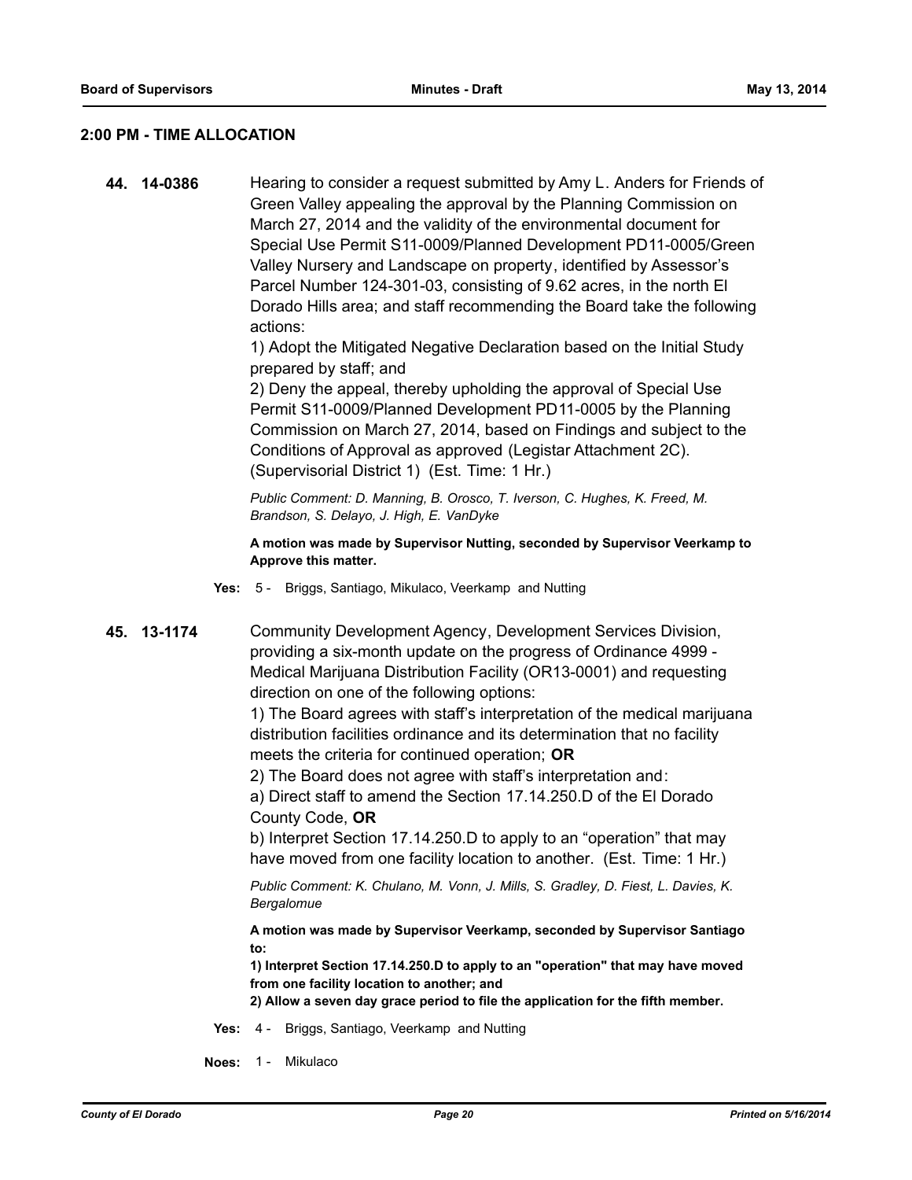## 2:00 PM - TIME ALLOCATION

**44. 14-0386** Hearing to consider a request submitted by Amy L. Anders for Friends of Green Valley appealing the approval by the Planning Commission on March 27, 2014 and the validity of the environmental document for Special Use Permit S11-0009/Planned Development PD11-0005/Green Valley Nursery and Landscape on property, identified by Assessor's Parcel Number 124-301-03, consisting of 9.62 acres, in the north El Dorado Hills area; and staff recommending the Board take the following actions:

1) Adopt the Mitigated Negative Declaration based on the Initial Study prepared by staff; and

2) Deny the appeal, thereby upholding the approval of Special Use Permit S11-0009/Planned Development PD11-0005 by the Planning Commission on March 27, 2014, based on Findings and subject to the Conditions of Approval as approved (Legistar Attachment 2C). (Supervisorial District 1) (Est. Time: 1 Hr.)

*Public Comment: D. Manning, B. Orosco, T. Iverson, C. Hughes, K. Freed, M. Brandson, S. Delayo, J. High, E. VanDyke*

**A motion was made by Supervisor Nutting, seconded by Supervisor Veerkamp to Approve this matter.**

**Yes:** 5 - Briggs, Santiago, Mikulaco, Veerkamp and Nutting

**45. 13-1174** Community Development Agency, Development Services Division, providing a six-month update on the progress of Ordinance 4999 - Medical Marijuana Distribution Facility (OR13-0001) and requesting direction on one of the following options:

1) The Board agrees with staff's interpretation of the medical marijuana distribution facilities ordinance and its determination that no facility meets the criteria for continued operation; **OR**

2) The Board does not agree with staff's interpretation and:

a) Direct staff to amend the Section 17.14.250.D of the El Dorado County Code, **OR**

b) Interpret Section 17.14.250.D to apply to an "operation" that may have moved from one facility location to another. (Est. Time: 1 Hr.)

*Public Comment: K. Chulano, M. Vonn, J. Mills, S. Gradley, D. Fiest, L. Davies, K. Bergalomue*

**A motion was made by Supervisor Veerkamp, seconded by Supervisor Santiago to:**

**1) Interpret Section 17.14.250.D to apply to an "operation" that may have moved from one facility location to another; and**

**2) Allow a seven day grace period to file the application for the fifth member.**

**Yes:** 4 - Briggs, Santiago, Veerkamp and Nutting

**Noes:** 1 - Mikulaco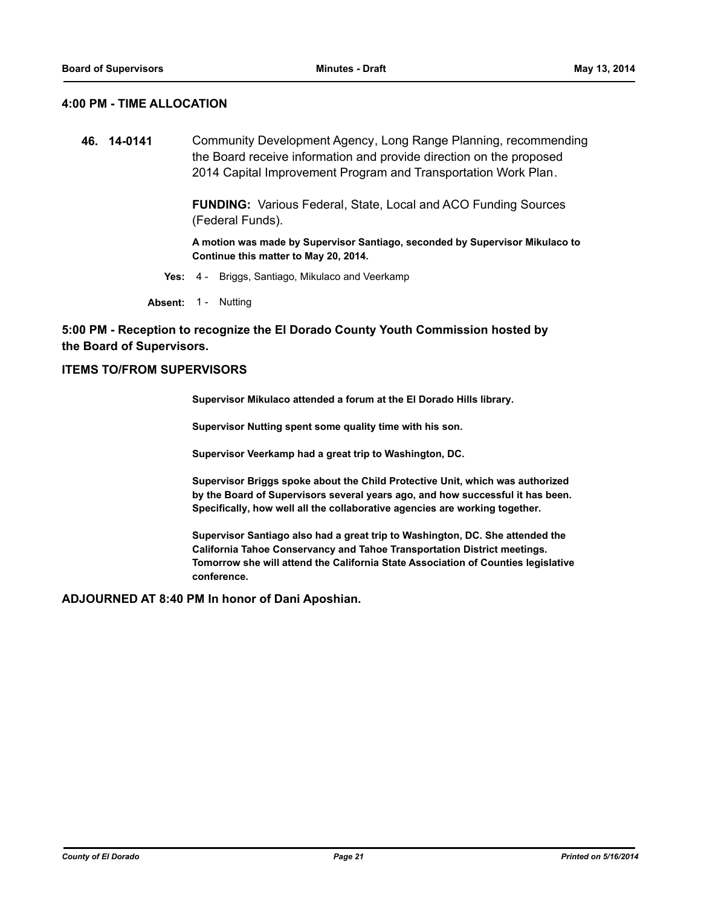## 4:00 PM - TIME ALLOCATION

**46. 14-0141** Community Development Agency, Long Range Planning, recommending the Board receive information and provide direction on the proposed 2014 Capital Improvement Program and Transportation Work Plan.

**FUNDING:** Various Federal, State, Local and ACO Funding Sources (Federal Funds).

**A motion was made by Supervisor Santiago, seconded by Supervisor Mikulaco to Continue this matter to May 20, 2014.**

**Yes:** 4 - Briggs, Santiago, Mikulaco and Veerkamp

**Absent:** 1 - Nutting

## 5:00 PM - Reception to recognize the El Dorado County Youth Commission hosted by the Board of Supervisors.

## ITEMS TO/FROM SUPERVISORS

**Supervisor Mikulaco attended a forum at the El Dorado Hills library.**

**Supervisor Nutting spent some quality time with his son.**

**Supervisor Veerkamp had a great trip to Washington, DC.**

**Supervisor Briggs spoke about the Child Protective Unit, which was authorized by the Board of Supervisors several years ago, and how successful it has been. Specifically, how well all the collaborative agencies are working together.**

**Supervisor Santiago also had a great trip to Washington, DC. She attended the California Tahoe Conservancy and Tahoe Transportation District meetings. Tomorrow she will attend the California State Association of Counties legislative conference.**

## ADJOURNED AT 8:40 PM In honor of Dani Aposhian.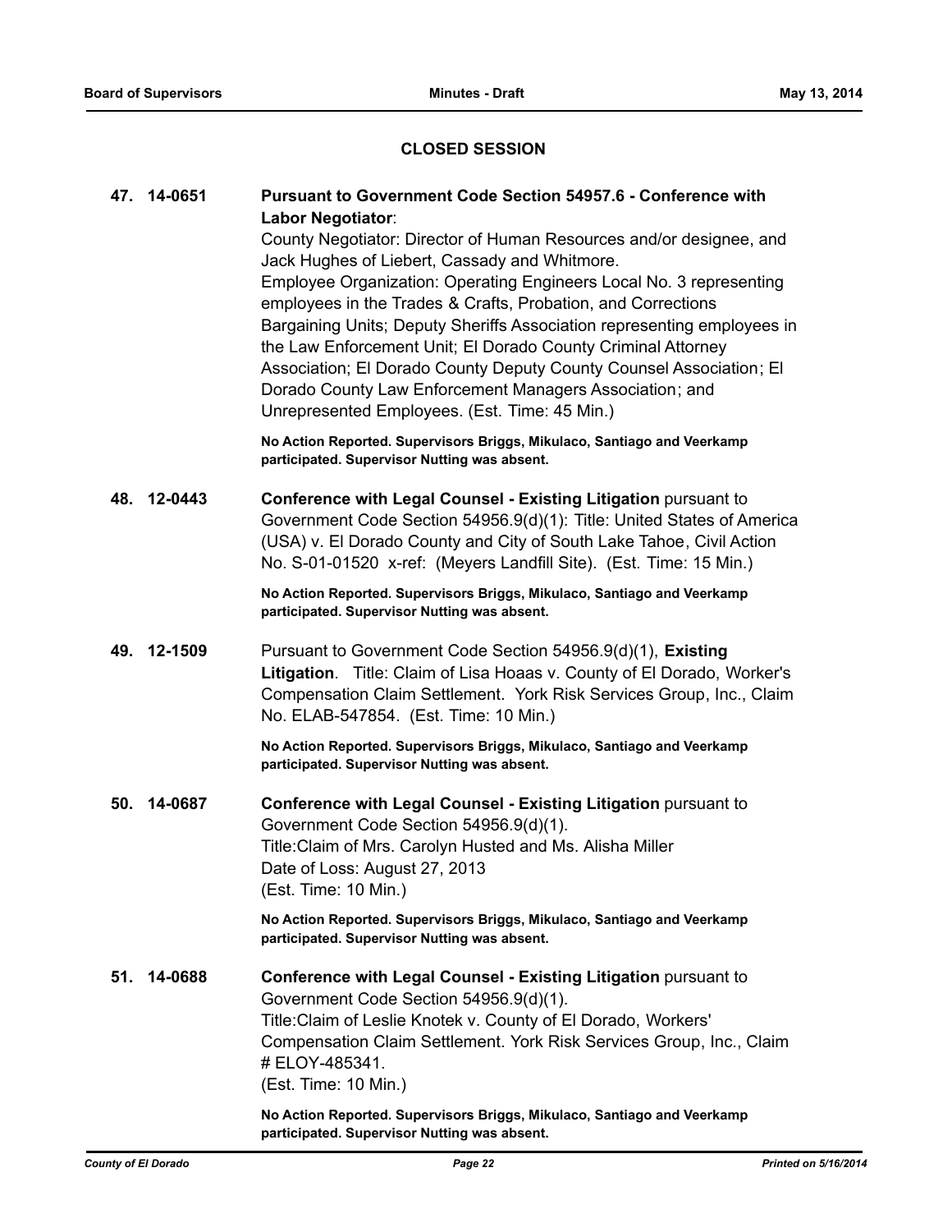## CLOSED SESSION

**47. 14-0651** **Pursuant to Government Code Section 54957.6 - Conference with Labor Negotiator**:

County Negotiator: Director of Human Resources and/or designee, and Jack Hughes of Liebert, Cassady and Whitmore.

Employee Organization: Operating Engineers Local No. 3 representing employees in the Trades & Crafts, Probation, and Corrections Bargaining Units; Deputy Sheriffs Association representing employees in the Law Enforcement Unit; El Dorado County Criminal Attorney Association; El Dorado County Deputy County Counsel Association; El Dorado County Law Enforcement Managers Association; and Unrepresented Employees. (Est. Time: 45 Min.)

**No Action Reported. Supervisors Briggs, Mikulaco, Santiago and Veerkamp participated. Supervisor Nutting was absent.**

**48. 12-0443** **Conference with Legal Counsel - Existing Litigation** pursuant to Government Code Section 54956.9(d)(1): Title: United States of America (USA) v. El Dorado County and City of South Lake Tahoe, Civil Action No. S-01-01520 x-ref: (Meyers Landfill Site). (Est. Time: 15 Min.)

**No Action Reported. Supervisors Briggs, Mikulaco, Santiago and Veerkamp participated. Supervisor Nutting was absent.**

**49. 12-1509** Pursuant to Government Code Section 54956.9(d)(1), **Existing Litigation**. Title: Claim of Lisa Hoaas v. County of El Dorado, Worker's Compensation Claim Settlement. York Risk Services Group, Inc., Claim No. ELAB-547854. (Est. Time: 10 Min.)

**No Action Reported. Supervisors Briggs, Mikulaco, Santiago and Veerkamp participated. Supervisor Nutting was absent.**

**50. 14-0687** **Conference with Legal Counsel - Existing Litigation** pursuant to Government Code Section 54956.9(d)(1).
Title:Claim of Mrs. Carolyn Husted and Ms. Alisha Miller
Date of Loss: August 27, 2013
(Est. Time: 10 Min.)

**No Action Reported. Supervisors Briggs, Mikulaco, Santiago and Veerkamp participated. Supervisor Nutting was absent.**

**51. 14-0688** **Conference with Legal Counsel - Existing Litigation** pursuant to Government Code Section 54956.9(d)(1).
Title:Claim of Leslie Knotek v. County of El Dorado, Workers' Compensation Claim Settlement. York Risk Services Group, Inc., Claim # ELOY-485341.
(Est. Time: 10 Min.)

**No Action Reported. Supervisors Briggs, Mikulaco, Santiago and Veerkamp participated. Supervisor Nutting was absent.**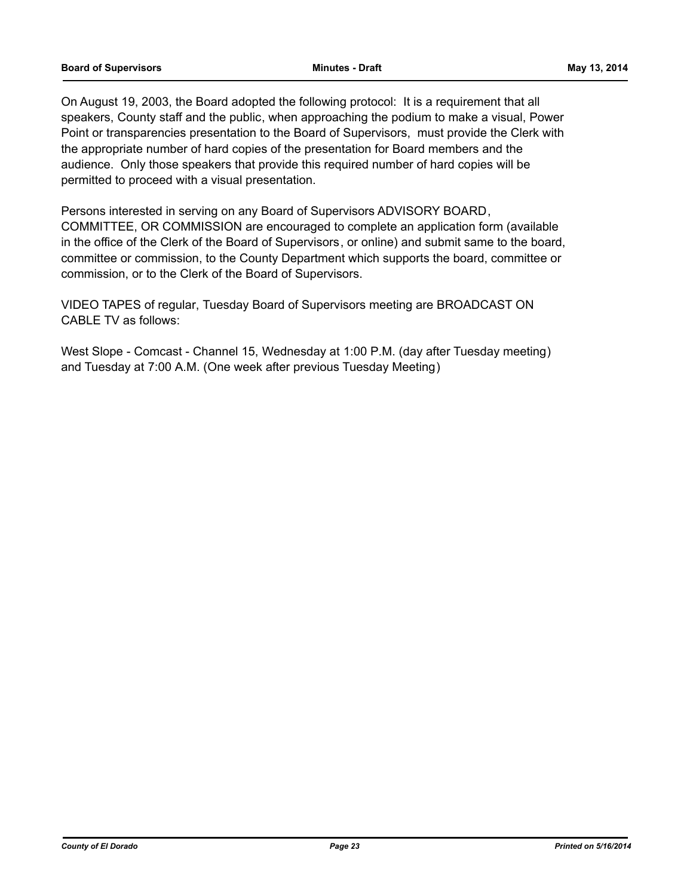On August 19, 2003, the Board adopted the following protocol: It is a requirement that all speakers, County staff and the public, when approaching the podium to make a visual, Power Point or transparencies presentation to the Board of Supervisors, must provide the Clerk with the appropriate number of hard copies of the presentation for Board members and the audience. Only those speakers that provide this required number of hard copies will be permitted to proceed with a visual presentation.

Persons interested in serving on any Board of Supervisors ADVISORY BOARD, COMMITTEE, OR COMMISSION are encouraged to complete an application form (available in the office of the Clerk of the Board of Supervisors, or online) and submit same to the board, committee or commission, to the County Department which supports the board, committee or commission, or to the Clerk of the Board of Supervisors.

VIDEO TAPES of regular, Tuesday Board of Supervisors meeting are BROADCAST ON CABLE TV as follows:

West Slope - Comcast - Channel 15, Wednesday at 1:00 P.M. (day after Tuesday meeting) and Tuesday at 7:00 A.M. (One week after previous Tuesday Meeting)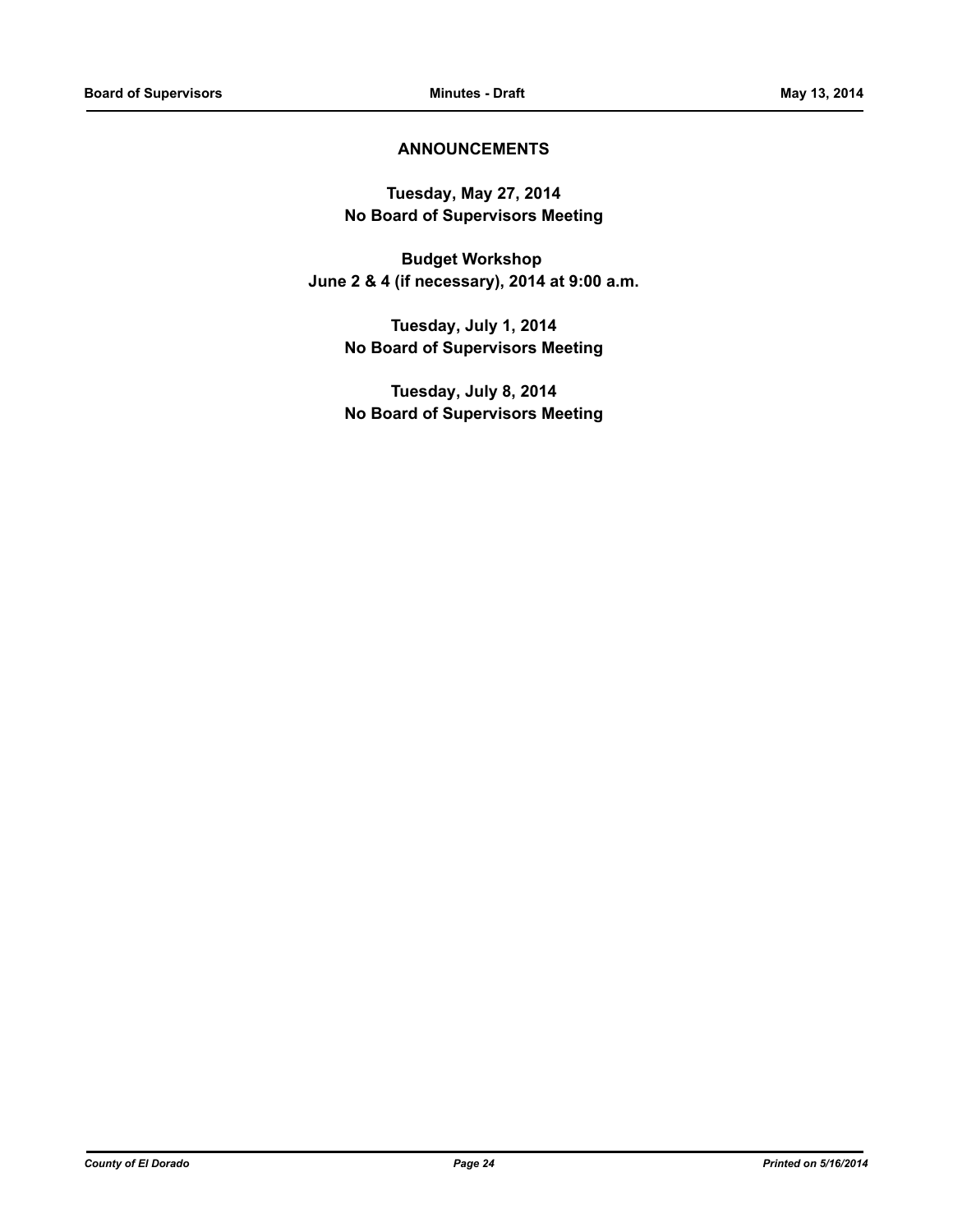## ANNOUNCEMENTS

**Tuesday, May 27, 2014**
**No Board of Supervisors Meeting**

**Budget Workshop**
**June 2 & 4 (if necessary), 2014 at 9:00 a.m.**

**Tuesday, July 1, 2014**
**No Board of Supervisors Meeting**

**Tuesday, July 8, 2014**
**No Board of Supervisors Meeting**